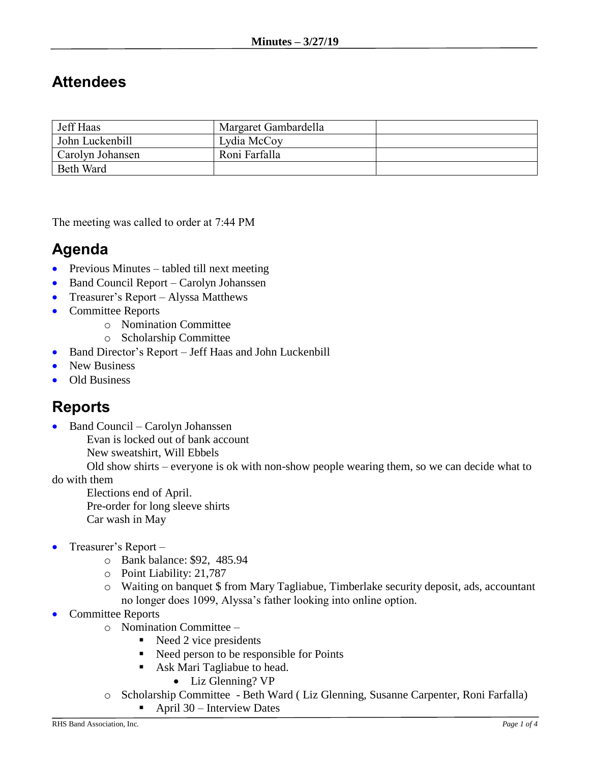**Minutes – 3/27/19**

## Attendees

| Jeff Haas | Margaret Gambardella | |
|---|---|---|
| John Luckenbill | Lydia McCoy | |
| Carolyn Johansen | Roni Farfalla | |
| Beth Ward | | |

The meeting was called to order at 7:44 PM

## Agenda

- Previous Minutes – tabled till next meeting
- Band Council Report – Carolyn Johanssen
- Treasurer's Report – Alyssa Matthews
- Committee Reports
  - Nomination Committee
  - Scholarship Committee
- Band Director's Report – Jeff Haas and John Luckenbill
- New Business
- Old Business

## Reports

- Band Council – Carolyn Johanssen

  Evan is locked out of bank account

  New sweatshirt, Will Ebbels

  Old show shirts – everyone is ok with non-show people wearing them, so we can decide what to do with them

  Elections end of April.

  Pre-order for long sleeve shirts

  Car wash in May

- Treasurer's Report –
  - Bank balance: $92, 485.94
  - Point Liability: 21,787
  - Waiting on banquet $ from Mary Tagliabue, Timberlake security deposit, ads, accountant no longer does 1099, Alyssa's father looking into online option.
- Committee Reports
  - Nomination Committee –
    - Need 2 vice presidents
    - Need person to be responsible for Points
    - Ask Mari Tagliabue to head.
      - Liz Glenning? VP
  - Scholarship Committee - Beth Ward ( Liz Glenning, Susanne Carpenter, Roni Farfalla)
    - April 30 – Interview Dates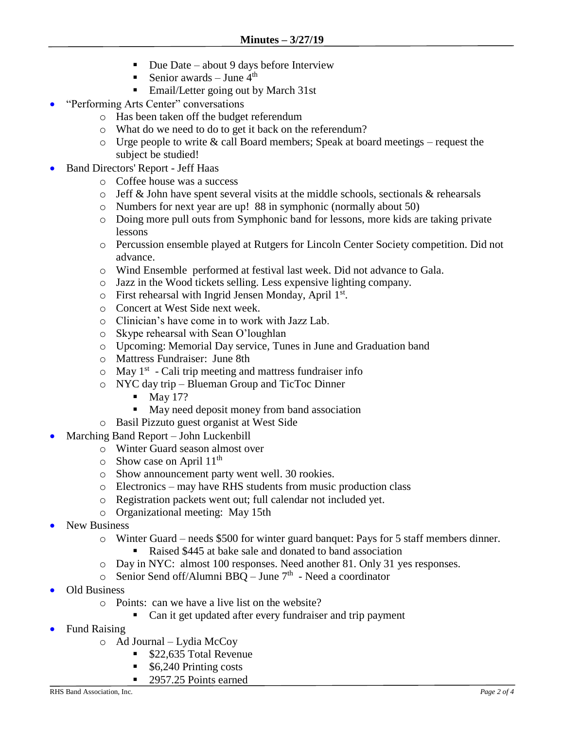- Due Date – about 9 days before Interview
  - Senior awards – June 4th
  - Email/Letter going out by March 31st

- "Performing Arts Center" conversations
  - Has been taken off the budget referendum
  - What do we need to do to get it back on the referendum?
  - Urge people to write & call Board members; Speak at board meetings – request the subject be studied!
- Band Directors' Report - Jeff Haas
  - Coffee house was a success
  - Jeff & John have spent several visits at the middle schools, sectionals & rehearsals
  - Numbers for next year are up! 88 in symphonic (normally about 50)
  - Doing more pull outs from Symphonic band for lessons, more kids are taking private lessons
  - Percussion ensemble played at Rutgers for Lincoln Center Society competition. Did not advance.
  - Wind Ensemble performed at festival last week. Did not advance to Gala.
  - Jazz in the Wood tickets selling. Less expensive lighting company.
  - First rehearsal with Ingrid Jensen Monday, April 1st.
  - Concert at West Side next week.
  - Clinician's have come in to work with Jazz Lab.
  - Skype rehearsal with Sean O'loughlan
  - Upcoming: Memorial Day service, Tunes in June and Graduation band
  - Mattress Fundraiser: June 8th
  - May 1st - Cali trip meeting and mattress fundraiser info
  - NYC day trip – Blueman Group and TicToc Dinner
    - May 17?
    - May need deposit money from band association
  - Basil Pizzuto guest organist at West Side
- Marching Band Report – John Luckenbill
  - Winter Guard season almost over
  - Show case on April 11th
  - Show announcement party went well. 30 rookies.
  - Electronics – may have RHS students from music production class
  - Registration packets went out; full calendar not included yet.
  - Organizational meeting: May 15th
- New Business
  - Winter Guard – needs $500 for winter guard banquet: Pays for 5 staff members dinner.
    - Raised $445 at bake sale and donated to band association
  - Day in NYC: almost 100 responses. Need another 81. Only 31 yes responses.
  - Senior Send off/Alumni BBQ – June 7th - Need a coordinator
- Old Business
  - Points: can we have a live list on the website?
    - Can it get updated after every fundraiser and trip payment
- Fund Raising
  - Ad Journal – Lydia McCoy
    - $22,635 Total Revenue
    - $6,240 Printing costs
    - 2957.25 Points earned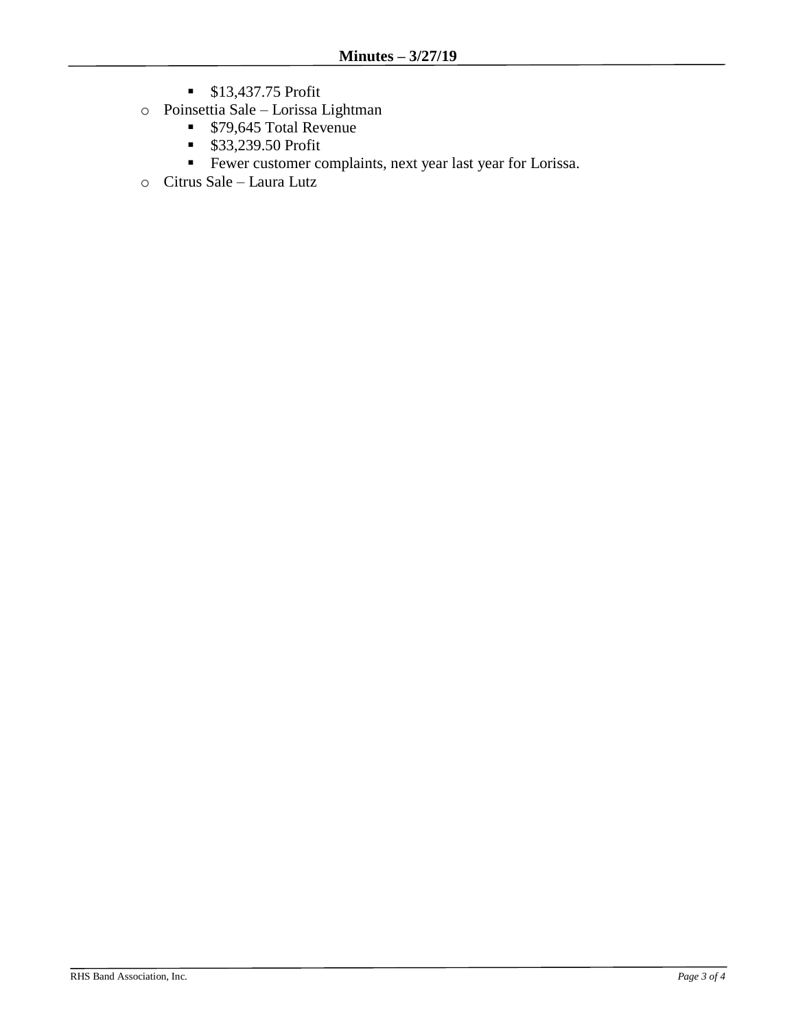- $13,437.75 Profit
  - Poinsettia Sale – Lorissa Lightman
    - $79,645 Total Revenue
    - $33,239.50 Profit
    - Fewer customer complaints, next year last year for Lorissa.
  - Citrus Sale – Laura Lutz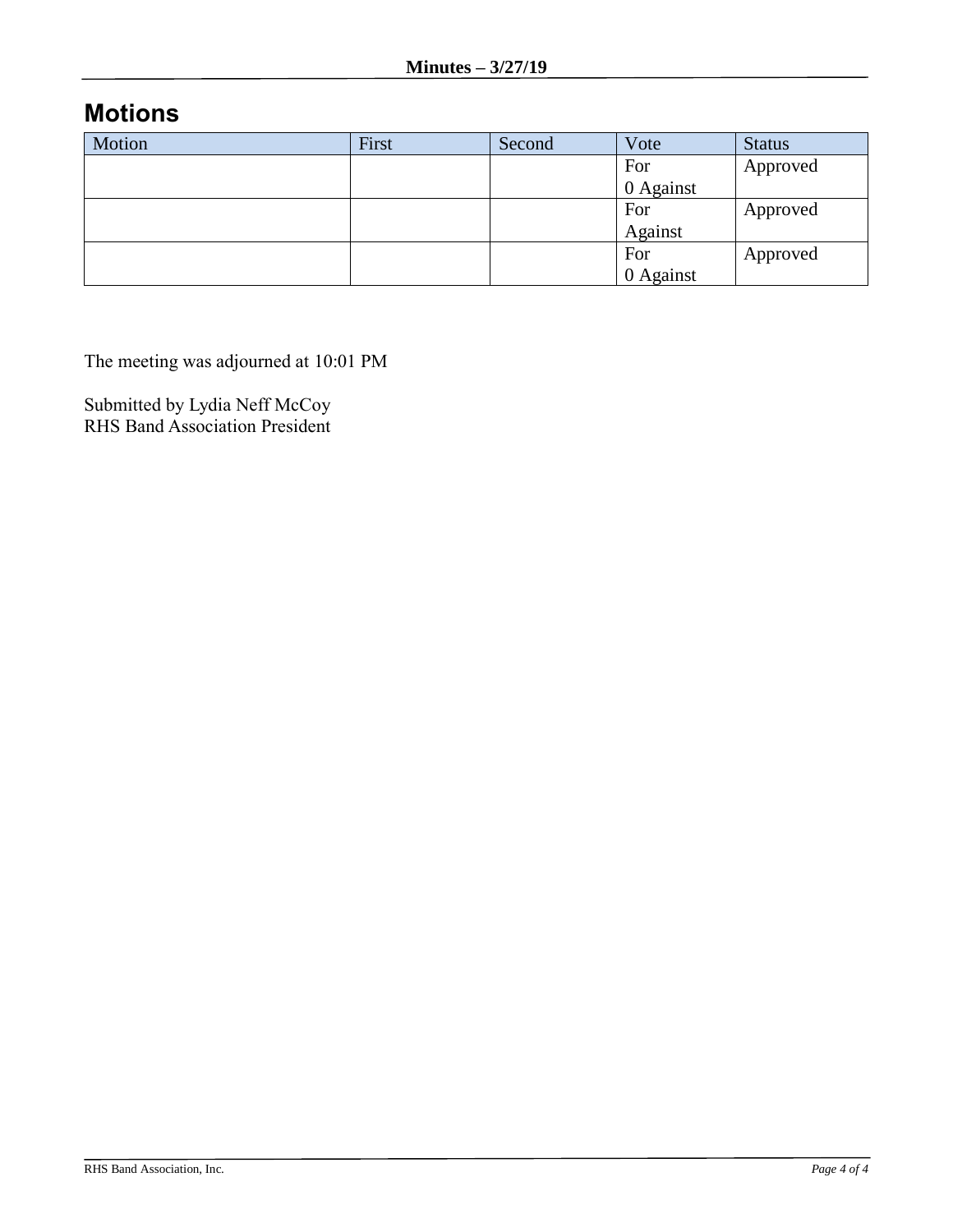## Motions

| Motion | First | Second | Vote | Status |
|---|---|---|---|---|
| | | | For<br>0 Against | Approved |
| | | | For<br>Against | Approved |
| | | | For<br>0 Against | Approved |

The meeting was adjourned at 10:01 PM

Submitted by Lydia Neff McCoy
RHS Band Association President